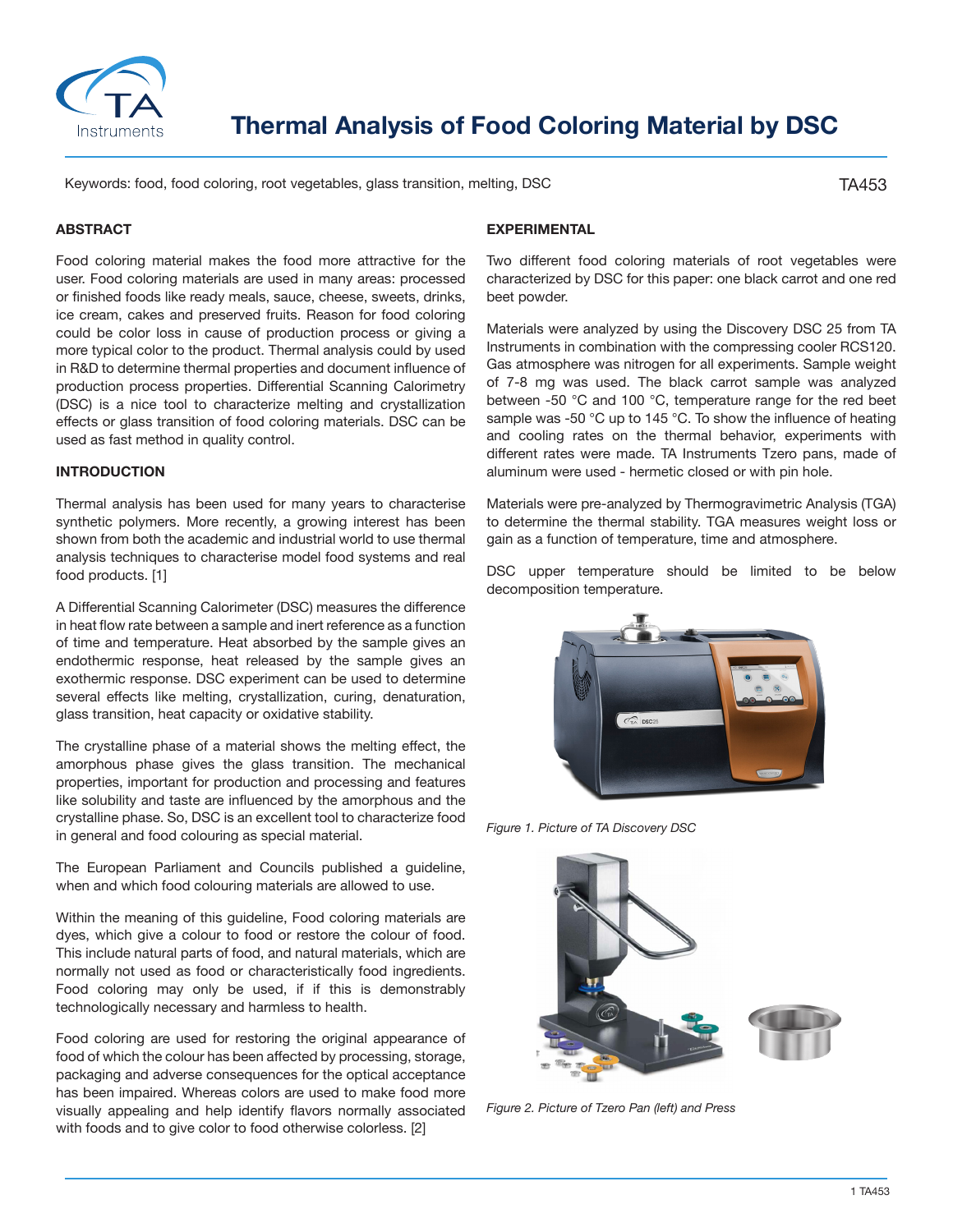# Thermal Analysis of Food Coloring Material by DSC

Keywords: food, food coloring, root vegetables, glass transition, melting, DSC

TA453

## ABSTRACT

Food coloring material makes the food more attractive for the user. Food coloring materials are used in many areas: processed or finished foods like ready meals, sauce, cheese, sweets, drinks, ice cream, cakes and preserved fruits. Reason for food coloring could be color loss in cause of production process or giving a more typical color to the product. Thermal analysis could by used in R&D to determine thermal properties and document influence of production process properties. Differential Scanning Calorimetry (DSC) is a nice tool to characterize melting and crystallization effects or glass transition of food coloring materials. DSC can be used as fast method in quality control.

## INTRODUCTION

Thermal analysis has been used for many years to characterise synthetic polymers. More recently, a growing interest has been shown from both the academic and industrial world to use thermal analysis techniques to characterise model food systems and real food products. [1]

A Differential Scanning Calorimeter (DSC) measures the difference in heat flow rate between a sample and inert reference as a function of time and temperature. Heat absorbed by the sample gives an endothermic response, heat released by the sample gives an exothermic response. DSC experiment can be used to determine several effects like melting, crystallization, curing, denaturation, glass transition, heat capacity or oxidative stability.

The crystalline phase of a material shows the melting effect, the amorphous phase gives the glass transition. The mechanical properties, important for production and processing and features like solubility and taste are influenced by the amorphous and the crystalline phase. So, DSC is an excellent tool to characterize food in general and food colouring as special material.

The European Parliament and Councils published a guideline, when and which food colouring materials are allowed to use.

Within the meaning of this guideline, Food coloring materials are dyes, which give a colour to food or restore the colour of food. This include natural parts of food, and natural materials, which are normally not used as food or characteristically food ingredients. Food coloring may only be used, if if this is demonstrably technologically necessary and harmless to health.

Food coloring are used for restoring the original appearance of food of which the colour has been affected by processing, storage, packaging and adverse consequences for the optical acceptance has been impaired. Whereas colors are used to make food more visually appealing and help identify flavors normally associated with foods and to give color to food otherwise colorless. [2]

## EXPERIMENTAL

Two different food coloring materials of root vegetables were characterized by DSC for this paper: one black carrot and one red beet powder.

Materials were analyzed by using the Discovery DSC 25 from TA Instruments in combination with the compressing cooler RCS120. Gas atmosphere was nitrogen for all experiments. Sample weight of 7-8 mg was used. The black carrot sample was analyzed between -50 °C and 100 °C, temperature range for the red beet sample was -50 °C up to 145 °C. To show the influence of heating and cooling rates on the thermal behavior, experiments with different rates were made. TA Instruments Tzero pans, made of aluminum were used - hermetic closed or with pin hole.

Materials were pre-analyzed by Thermogravimetric Analysis (TGA) to determine the thermal stability. TGA measures weight loss or gain as a function of temperature, time and atmosphere.

DSC upper temperature should be limited to be below decomposition temperature.

*Figure 1. Picture of TA Discovery DSC*

*Figure 2. Picture of Tzero Pan (left) and Press*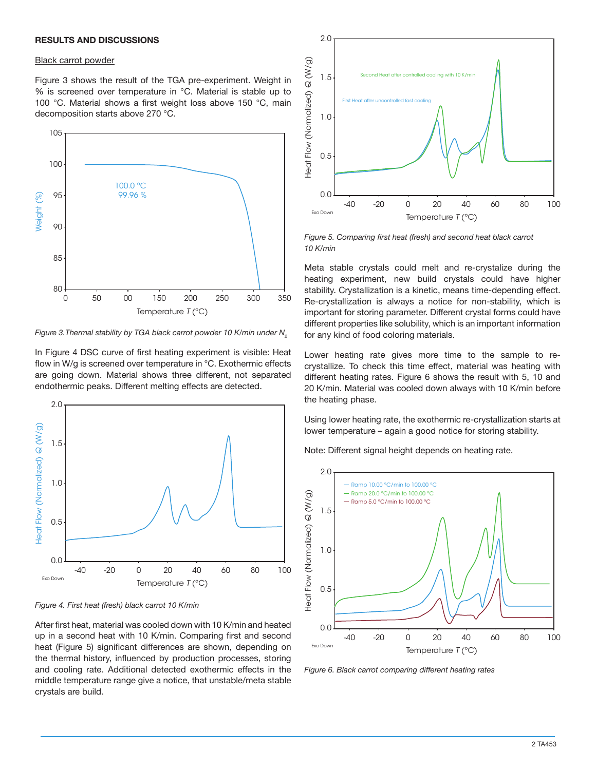## RESULTS AND DISCUSSIONS

Black carrot powder

Figure 3 shows the result of the TGA pre-experiment. Weight in % is screened over temperature in °C. Material is stable up to 100 °C. Material shows a first weight loss above 150 °C, main decomposition starts above 270 °C.

*Figure 3.Thermal stability by TGA black carrot powder 10 K/min under $N_2$*

In Figure 4 DSC curve of first heating experiment is visible: Heat flow in W/g is screened over temperature in °C. Exothermic effects are going down. Material shows three different, not separated endothermic peaks. Different melting effects are detected.

*Figure 4. First heat (fresh) black carrot 10 K/min*

After first heat, material was cooled down with 10 K/min and heated up in a second heat with 10 K/min. Comparing first and second heat (Figure 5) significant differences are shown, depending on the thermal history, influenced by production processes, storing and cooling rate. Additional detected exothermic effects in the middle temperature range give a notice, that unstable/meta stable crystals are build.

*Figure 5. Comparing first heat (fresh) and second heat black carrot 10 K/min*

Meta stable crystals could melt and re-crystalize during the heating experiment, new build crystals could have higher stability. Crystallization is a kinetic, means time-depending effect. Re-crystallization is always a notice for non-stability, which is important for storing parameter. Different crystal forms could have different properties like solubility, which is an important information for any kind of food coloring materials.

Lower heating rate gives more time to the sample to re-crystallize. To check this time effect, material was heating with different heating rates. Figure 6 shows the result with 5, 10 and 20 K/min. Material was cooled down always with 10 K/min before the heating phase.

Using lower heating rate, the exothermic re-crystallization starts at lower temperature – again a good notice for storing stability.

Note: Different signal height depends on heating rate.

*Figure 6. Black carrot comparing different heating rates*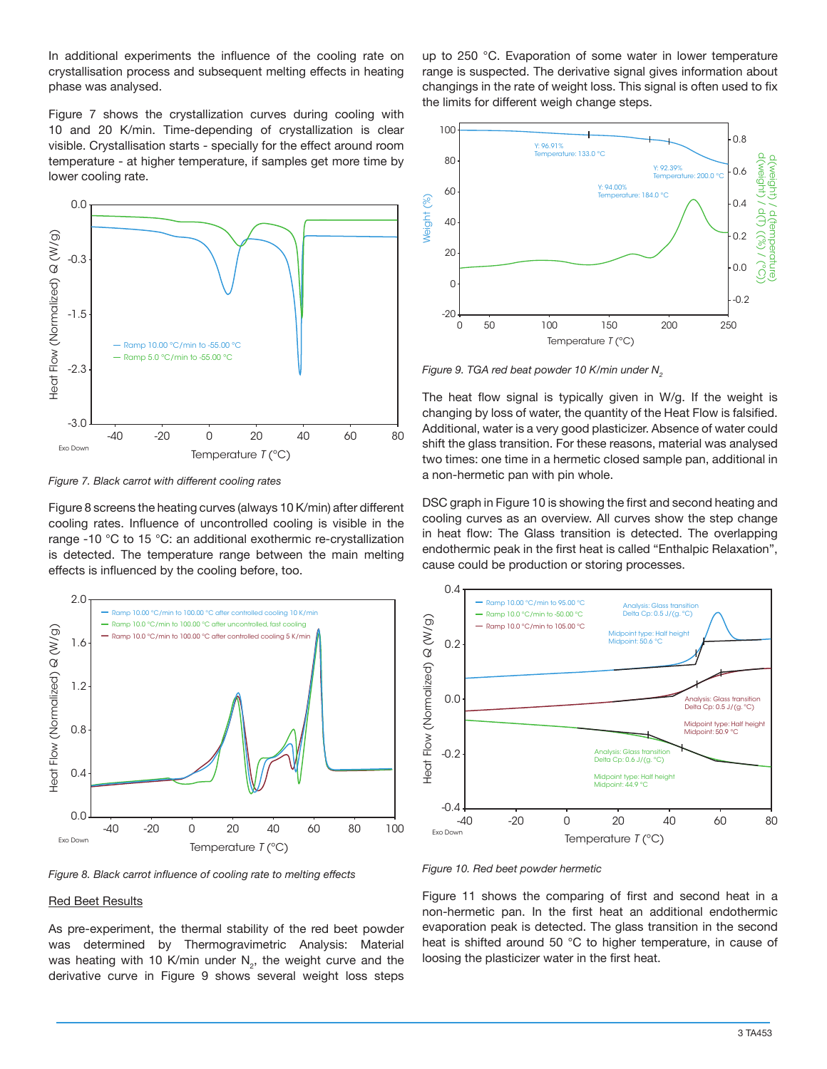In additional experiments the influence of the cooling rate on crystallisation process and subsequent melting effects in heating phase was analysed.

Figure 7 shows the crystallization curves during cooling with 10 and 20 K/min. Time-depending of crystallization is clear visible. Crystallisation starts - specially for the effect around room temperature - at higher temperature, if samples get more time by lower cooling rate.

*Figure 7. Black carrot with different cooling rates*

Figure 8 screens the heating curves (always 10 K/min) after different cooling rates. Influence of uncontrolled cooling is visible in the range -10 °C to 15 °C: an additional exothermic re-crystallization is detected. The temperature range between the main melting effects is influenced by the cooling before, too.

*Figure 8. Black carrot influence of cooling rate to melting effects*

<u>Red Beet Results</u>

As pre-experiment, the thermal stability of the red beet powder was determined by Thermogravimetric Analysis: Material was heating with 10 K/min under $N_2$, the weight curve and the derivative curve in Figure 9 shows several weight loss steps up to 250 °C. Evaporation of some water in lower temperature range is suspected. The derivative signal gives information about changings in the rate of weight loss. This signal is often used to fix the limits for different weigh change steps.

*Figure 9. TGA red beat powder 10 K/min under $N_2$*

The heat flow signal is typically given in W/g. If the weight is changing by loss of water, the quantity of the Heat Flow is falsified. Additional, water is a very good plasticizer. Absence of water could shift the glass transition. For these reasons, material was analysed two times: one time in a hermetic closed sample pan, additional in a non-hermetic pan with pin whole.

DSC graph in Figure 10 is showing the first and second heating and cooling curves as an overview. All curves show the step change in heat flow: The Glass transition is detected. The overlapping endothermic peak in the first heat is called "Enthalpic Relaxation", cause could be production or storing processes.

*Figure 10. Red beet powder hermetic*

Figure 11 shows the comparing of first and second heat in a non-hermetic pan. In the first heat an additional endothermic evaporation peak is detected. The glass transition in the second heat is shifted around 50 °C to higher temperature, in cause of loosing the plasticizer water in the first heat.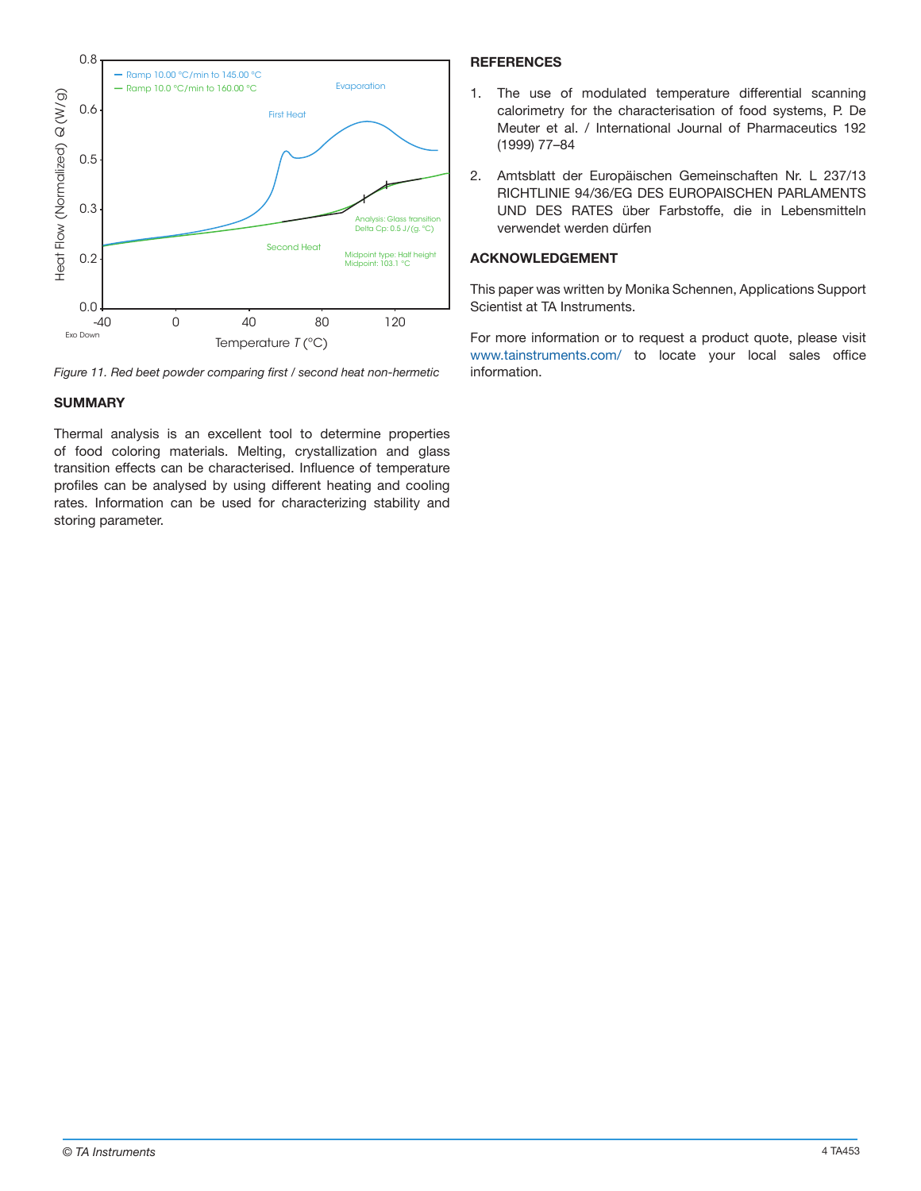0.8
Ramp 10.00 °C/min to 145.00 °C
Ramp 10.0 °C/min to 160.00 °C
Evaporation
First Heat
Heat Flow (Normalized) Q (W/g)
0.6
0.5
0.3
0.2
0.0
Analysis: Glass transition
Delta Cp: 0.5 J/(g. °C)
Second Heat
Midpoint type: Half height
Midpoint: 103.1 °C
-40
0
40
80
120
Exo Down
Temperature T (°C)

*Figure 11. Red beet powder comparing first / second heat non-hermetic*

## SUMMARY

Thermal analysis is an excellent tool to determine properties of food coloring materials. Melting, crystallization and glass transition effects can be characterised. Influence of temperature profiles can be analysed by using different heating and cooling rates. Information can be used for characterizing stability and storing parameter.

## REFERENCES

1. The use of modulated temperature differential scanning calorimetry for the characterisation of food systems, P. De Meuter et al. / International Journal of Pharmaceutics 192 (1999) 77–84

2. Amtsblatt der Europäischen Gemeinschaften Nr. L 237/13 RICHTLINIE 94/36/EG DES EUROPAISCHEN PARLAMENTS UND DES RATES über Farbstoffe, die in Lebensmitteln verwendet werden dürfen

## ACKNOWLEDGEMENT

This paper was written by Monika Schennen, Applications Support Scientist at TA Instruments.

For more information or to request a product quote, please visit www.tainstruments.com/ to locate your local sales office information.